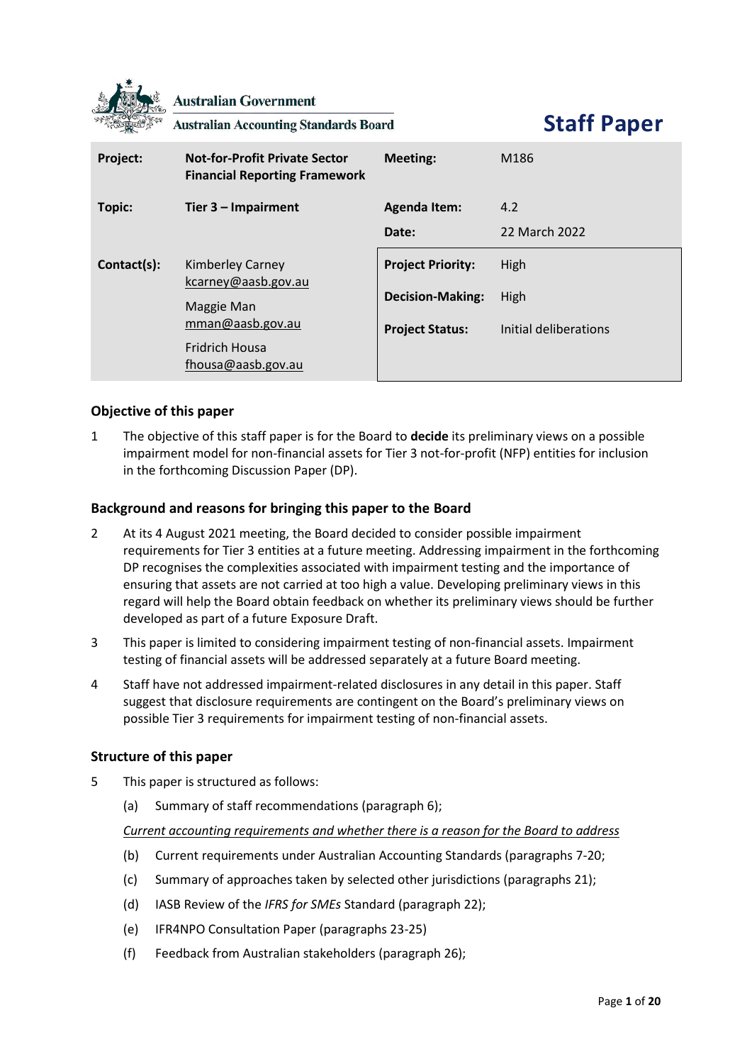Australian Government

Australian Accounting Standards Board

# Staff Paper

| Project: | Not-for-Profit Private Sector Financial Reporting Framework | Meeting: | M186 |
|---|---|---|---|
| Topic: | Tier 3 – Impairment | Agenda Item: | 4.2 |
| | | Date: | 22 March 2022 |
| Contact(s): | Kimberley Carney kcarney@aasb.gov.au<br>Maggie Man mman@aasb.gov.au<br>Fridrich Housa fhousa@aasb.gov.au | Project Priority: | High |
| | | Decision-Making: | High |
| | | Project Status: | Initial deliberations |

## Objective of this paper

1 The objective of this staff paper is for the Board to **decide** its preliminary views on a possible impairment model for non-financial assets for Tier 3 not-for-profit (NFP) entities for inclusion in the forthcoming Discussion Paper (DP).

## Background and reasons for bringing this paper to the Board

2 At its 4 August 2021 meeting, the Board decided to consider possible impairment requirements for Tier 3 entities at a future meeting. Addressing impairment in the forthcoming DP recognises the complexities associated with impairment testing and the importance of ensuring that assets are not carried at too high a value. Developing preliminary views in this regard will help the Board obtain feedback on whether its preliminary views should be further developed as part of a future Exposure Draft.

3 This paper is limited to considering impairment testing of non-financial assets. Impairment testing of financial assets will be addressed separately at a future Board meeting.

4 Staff have not addressed impairment-related disclosures in any detail in this paper. Staff suggest that disclosure requirements are contingent on the Board's preliminary views on possible Tier 3 requirements for impairment testing of non-financial assets.

## Structure of this paper

5 This paper is structured as follows:

(a) Summary of staff recommendations (paragraph 6);

*Current accounting requirements and whether there is a reason for the Board to address*

(b) Current requirements under Australian Accounting Standards (paragraphs 7-20;

(c) Summary of approaches taken by selected other jurisdictions (paragraphs 21);

(d) IASB Review of the *IFRS for SMEs* Standard (paragraph 22);

(e) IFR4NPO Consultation Paper (paragraphs 23-25)

(f) Feedback from Australian stakeholders (paragraph 26);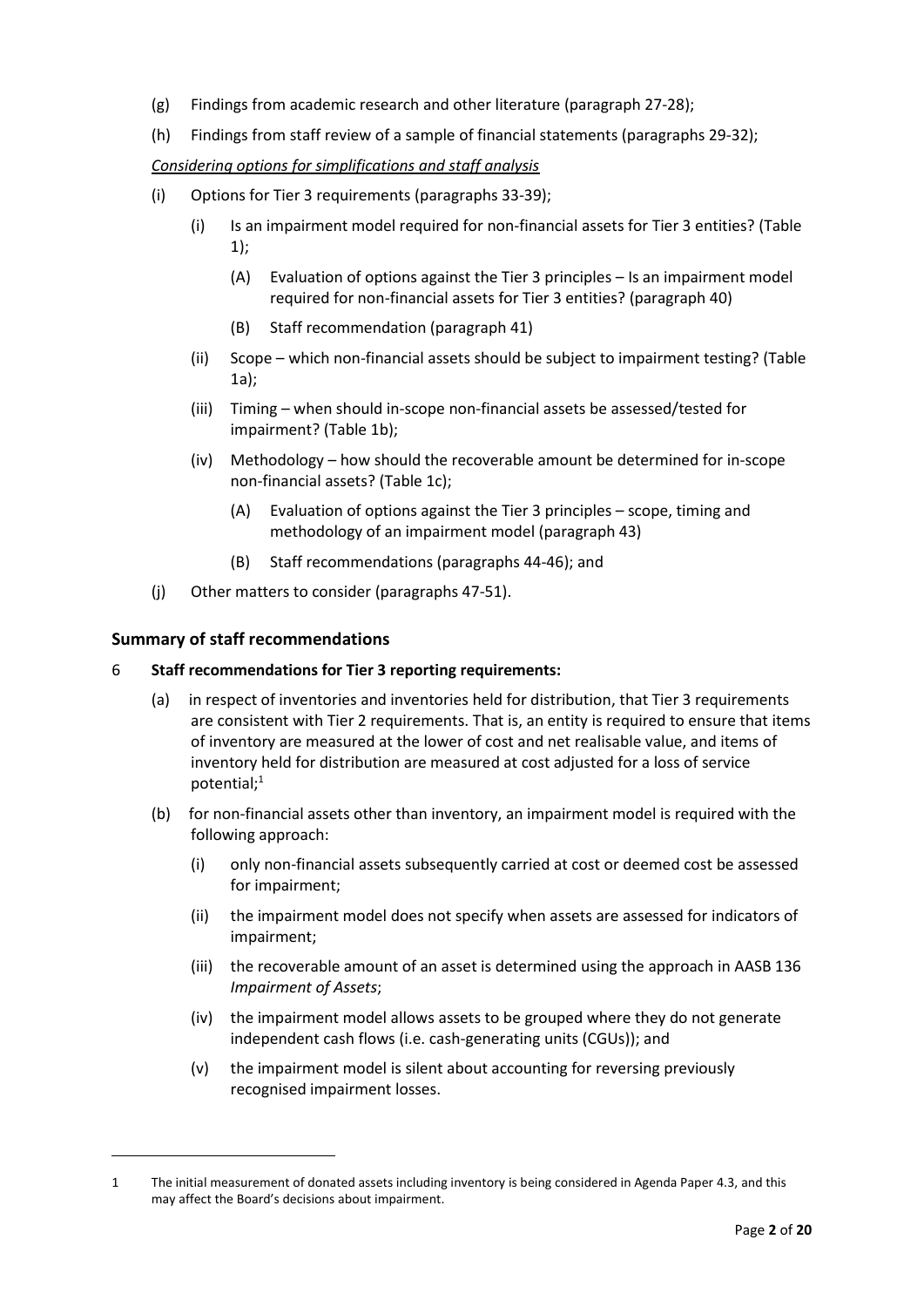(g) Findings from academic research and other literature (paragraph 27-28);

(h) Findings from staff review of a sample of financial statements (paragraphs 29-32);

*Considering options for simplifications and staff analysis*

(i) Options for Tier 3 requirements (paragraphs 33-39);

  (i) Is an impairment model required for non-financial assets for Tier 3 entities? (Table 1);

    (A) Evaluation of options against the Tier 3 principles – Is an impairment model required for non-financial assets for Tier 3 entities? (paragraph 40)

    (B) Staff recommendation (paragraph 41)

  (ii) Scope – which non-financial assets should be subject to impairment testing? (Table 1a);

  (iii) Timing – when should in-scope non-financial assets be assessed/tested for impairment? (Table 1b);

  (iv) Methodology – how should the recoverable amount be determined for in-scope non-financial assets? (Table 1c);

    (A) Evaluation of options against the Tier 3 principles – scope, timing and methodology of an impairment model (paragraph 43)

    (B) Staff recommendations (paragraphs 44-46); and

(j) Other matters to consider (paragraphs 47-51).

## Summary of staff recommendations

6 **Staff recommendations for Tier 3 reporting requirements:**

(a) in respect of inventories and inventories held for distribution, that Tier 3 requirements are consistent with Tier 2 requirements. That is, an entity is required to ensure that items of inventory are measured at the lower of cost and net realisable value, and items of inventory held for distribution are measured at cost adjusted for a loss of service potential;[1]

(b) for non-financial assets other than inventory, an impairment model is required with the following approach:

  (i) only non-financial assets subsequently carried at cost or deemed cost be assessed for impairment;

  (ii) the impairment model does not specify when assets are assessed for indicators of impairment;

  (iii) the recoverable amount of an asset is determined using the approach in AASB 136 *Impairment of Assets*;

  (iv) the impairment model allows assets to be grouped where they do not generate independent cash flows (i.e. cash-generating units (CGUs)); and

  (v) the impairment model is silent about accounting for reversing previously recognised impairment losses.

---

1 The initial measurement of donated assets including inventory is being considered in Agenda Paper 4.3, and this may affect the Board's decisions about impairment.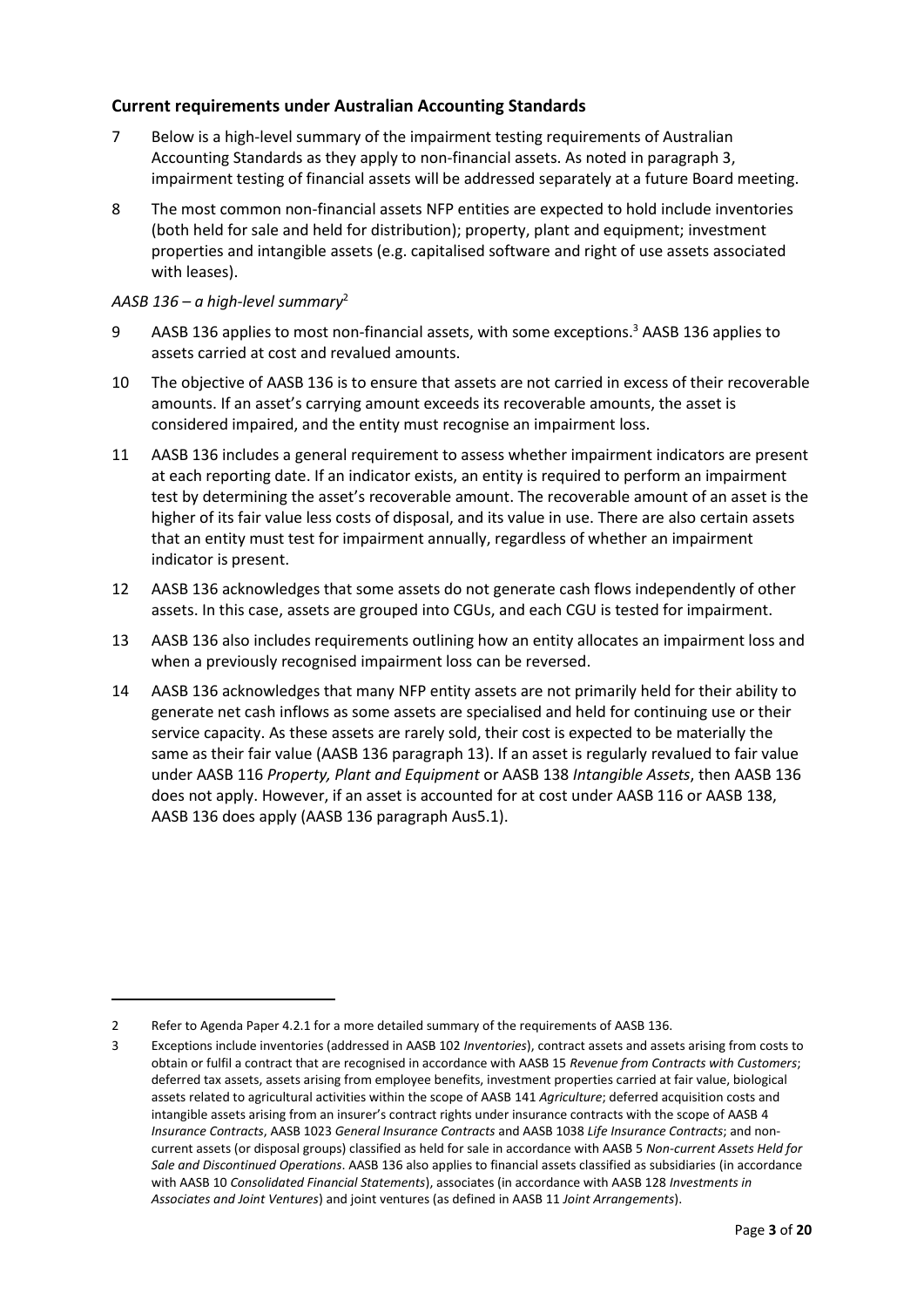## Current requirements under Australian Accounting Standards

7 Below is a high-level summary of the impairment testing requirements of Australian Accounting Standards as they apply to non-financial assets. As noted in paragraph 3, impairment testing of financial assets will be addressed separately at a future Board meeting.

8 The most common non-financial assets NFP entities are expected to hold include inventories (both held for sale and held for distribution); property, plant and equipment; investment properties and intangible assets (e.g. capitalised software and right of use assets associated with leases).

*AASB 136 – a high-level summary*[2]

9 AASB 136 applies to most non-financial assets, with some exceptions.[3] AASB 136 applies to assets carried at cost and revalued amounts.

10 The objective of AASB 136 is to ensure that assets are not carried in excess of their recoverable amounts. If an asset's carrying amount exceeds its recoverable amounts, the asset is considered impaired, and the entity must recognise an impairment loss.

11 AASB 136 includes a general requirement to assess whether impairment indicators are present at each reporting date. If an indicator exists, an entity is required to perform an impairment test by determining the asset's recoverable amount. The recoverable amount of an asset is the higher of its fair value less costs of disposal, and its value in use. There are also certain assets that an entity must test for impairment annually, regardless of whether an impairment indicator is present.

12 AASB 136 acknowledges that some assets do not generate cash flows independently of other assets. In this case, assets are grouped into CGUs, and each CGU is tested for impairment.

13 AASB 136 also includes requirements outlining how an entity allocates an impairment loss and when a previously recognised impairment loss can be reversed.

14 AASB 136 acknowledges that many NFP entity assets are not primarily held for their ability to generate net cash inflows as some assets are specialised and held for continuing use or their service capacity. As these assets are rarely sold, their cost is expected to be materially the same as their fair value (AASB 136 paragraph 13). If an asset is regularly revalued to fair value under AASB 116 *Property, Plant and Equipment* or AASB 138 *Intangible Assets*, then AASB 136 does not apply. However, if an asset is accounted for at cost under AASB 116 or AASB 138, AASB 136 does apply (AASB 136 paragraph Aus5.1).

---

2 Refer to Agenda Paper 4.2.1 for a more detailed summary of the requirements of AASB 136.

3 Exceptions include inventories (addressed in AASB 102 *Inventories*), contract assets and assets arising from costs to obtain or fulfil a contract that are recognised in accordance with AASB 15 *Revenue from Contracts with Customers*; deferred tax assets, assets arising from employee benefits, investment properties carried at fair value, biological assets related to agricultural activities within the scope of AASB 141 *Agriculture*; deferred acquisition costs and intangible assets arising from an insurer's contract rights under insurance contracts with the scope of AASB 4 *Insurance Contracts*, AASB 1023 *General Insurance Contracts* and AASB 1038 *Life Insurance Contracts*; and non-current assets (or disposal groups) classified as held for sale in accordance with AASB 5 *Non-current Assets Held for Sale and Discontinued Operations*. AASB 136 also applies to financial assets classified as subsidiaries (in accordance with AASB 10 *Consolidated Financial Statements*), associates (in accordance with AASB 128 *Investments in Associates and Joint Ventures*) and joint ventures (as defined in AASB 11 *Joint Arrangements*).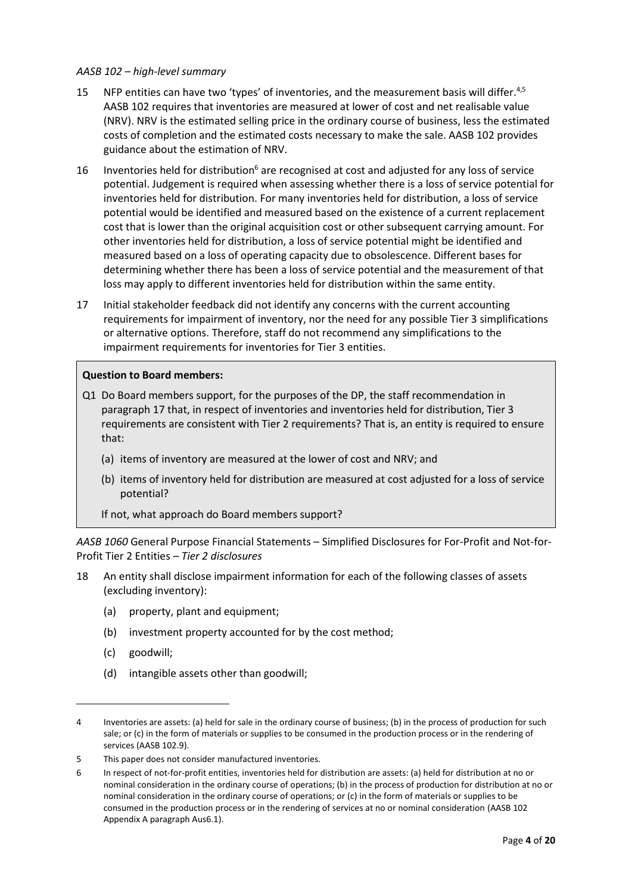*AASB 102 – high-level summary*

15 NFP entities can have two 'types' of inventories, and the measurement basis will differ.[4,5] AASB 102 requires that inventories are measured at lower of cost and net realisable value (NRV). NRV is the estimated selling price in the ordinary course of business, less the estimated costs of completion and the estimated costs necessary to make the sale. AASB 102 provides guidance about the estimation of NRV.

16 Inventories held for distribution[6] are recognised at cost and adjusted for any loss of service potential. Judgement is required when assessing whether there is a loss of service potential for inventories held for distribution. For many inventories held for distribution, a loss of service potential would be identified and measured based on the existence of a current replacement cost that is lower than the original acquisition cost or other subsequent carrying amount. For other inventories held for distribution, a loss of service potential might be identified and measured based on a loss of operating capacity due to obsolescence. Different bases for determining whether there has been a loss of service potential and the measurement of that loss may apply to different inventories held for distribution within the same entity.

17 Initial stakeholder feedback did not identify any concerns with the current accounting requirements for impairment of inventory, nor the need for any possible Tier 3 simplifications or alternative options. Therefore, staff do not recommend any simplifications to the impairment requirements for inventories for Tier 3 entities.

**Question to Board members:**

Q1 Do Board members support, for the purposes of the DP, the staff recommendation in paragraph 17 that, in respect of inventories and inventories held for distribution, Tier 3 requirements are consistent with Tier 2 requirements? That is, an entity is required to ensure that:

(a) items of inventory are measured at the lower of cost and NRV; and

(b) items of inventory held for distribution are measured at cost adjusted for a loss of service potential?

If not, what approach do Board members support?

*AASB 1060* General Purpose Financial Statements – Simplified Disclosures for For-Profit and Not-for-Profit Tier 2 Entities – *Tier 2 disclosures*

18 An entity shall disclose impairment information for each of the following classes of assets (excluding inventory):

(a) property, plant and equipment;

(b) investment property accounted for by the cost method;

(c) goodwill;

(d) intangible assets other than goodwill;

---

4 Inventories are assets: (a) held for sale in the ordinary course of business; (b) in the process of production for such sale; or (c) in the form of materials or supplies to be consumed in the production process or in the rendering of services (AASB 102.9).

5 This paper does not consider manufactured inventories.

6 In respect of not-for-profit entities, inventories held for distribution are assets: (a) held for distribution at no or nominal consideration in the ordinary course of operations; (b) in the process of production for distribution at no or nominal consideration in the ordinary course of operations; or (c) in the form of materials or supplies to be consumed in the production process or in the rendering of services at no or nominal consideration (AASB 102 Appendix A paragraph Aus6.1).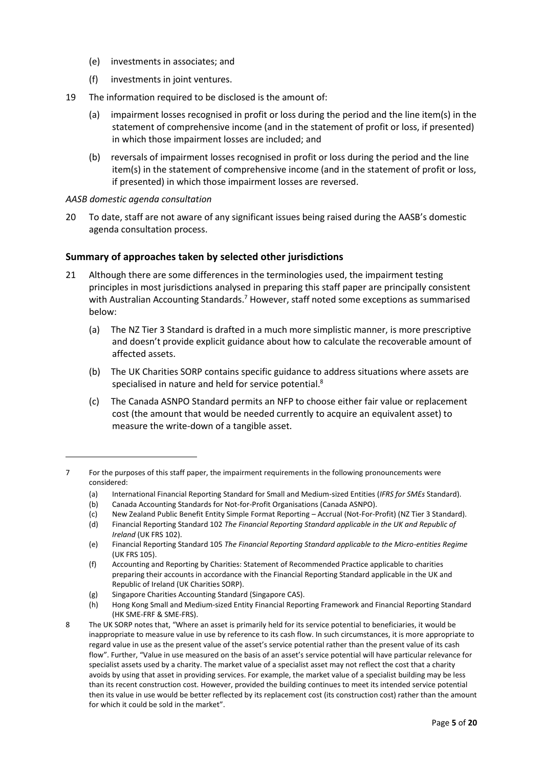(e) investments in associates; and

(f) investments in joint ventures.

19 The information required to be disclosed is the amount of:

(a) impairment losses recognised in profit or loss during the period and the line item(s) in the statement of comprehensive income (and in the statement of profit or loss, if presented) in which those impairment losses are included; and

(b) reversals of impairment losses recognised in profit or loss during the period and the line item(s) in the statement of comprehensive income (and in the statement of profit or loss, if presented) in which those impairment losses are reversed.

*AASB domestic agenda consultation*

20 To date, staff are not aware of any significant issues being raised during the AASB's domestic agenda consultation process.

## Summary of approaches taken by selected other jurisdictions

21 Although there are some differences in the terminologies used, the impairment testing principles in most jurisdictions analysed in preparing this staff paper are principally consistent with Australian Accounting Standards.[7] However, staff noted some exceptions as summarised below:

(a) The NZ Tier 3 Standard is drafted in a much more simplistic manner, is more prescriptive and doesn't provide explicit guidance about how to calculate the recoverable amount of affected assets.

(b) The UK Charities SORP contains specific guidance to address situations where assets are specialised in nature and held for service potential.[8]

(c) The Canada ASNPO Standard permits an NFP to choose either fair value or replacement cost (the amount that would be needed currently to acquire an equivalent asset) to measure the write-down of a tangible asset.

---

7 For the purposes of this staff paper, the impairment requirements in the following pronouncements were considered:

(a) International Financial Reporting Standard for Small and Medium-sized Entities (*IFRS for SMEs* Standard).

(b) Canada Accounting Standards for Not-for-Profit Organisations (Canada ASNPO).

(c) New Zealand Public Benefit Entity Simple Format Reporting – Accrual (Not-For-Profit) (NZ Tier 3 Standard).

(d) Financial Reporting Standard 102 *The Financial Reporting Standard applicable in the UK and Republic of Ireland* (UK FRS 102).

(e) Financial Reporting Standard 105 *The Financial Reporting Standard applicable to the Micro-entities Regime* (UK FRS 105).

(f) Accounting and Reporting by Charities: Statement of Recommended Practice applicable to charities preparing their accounts in accordance with the Financial Reporting Standard applicable in the UK and Republic of Ireland (UK Charities SORP).

(g) Singapore Charities Accounting Standard (Singapore CAS).

(h) Hong Kong Small and Medium-sized Entity Financial Reporting Framework and Financial Reporting Standard (HK SME-FRF & SME-FRS).

8 The UK SORP notes that, "Where an asset is primarily held for its service potential to beneficiaries, it would be inappropriate to measure value in use by reference to its cash flow. In such circumstances, it is more appropriate to regard value in use as the present value of the asset's service potential rather than the present value of its cash flow". Further, "Value in use measured on the basis of an asset's service potential will have particular relevance for specialist assets used by a charity. The market value of a specialist asset may not reflect the cost that a charity avoids by using that asset in providing services. For example, the market value of a specialist building may be less than its recent construction cost. However, provided the building continues to meet its intended service potential then its value in use would be better reflected by its replacement cost (its construction cost) rather than the amount for which it could be sold in the market".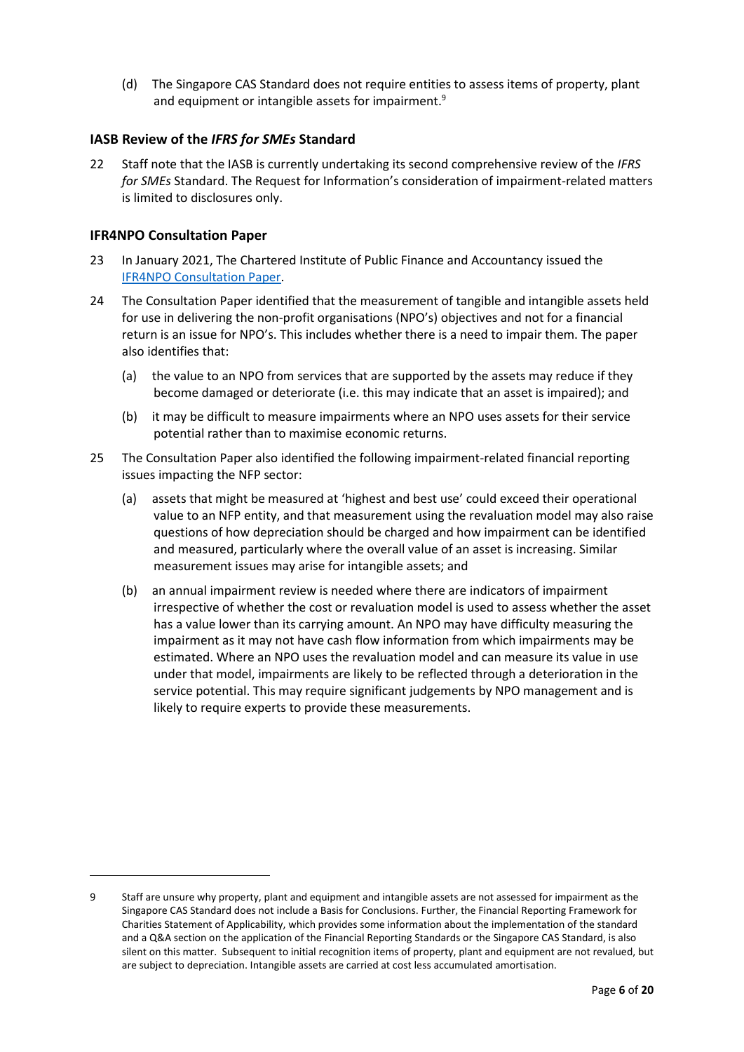(d) The Singapore CAS Standard does not require entities to assess items of property, plant and equipment or intangible assets for impairment.[9]

### IASB Review of the *IFRS for SMEs* Standard

22 Staff note that the IASB is currently undertaking its second comprehensive review of the *IFRS for SMEs* Standard. The Request for Information's consideration of impairment-related matters is limited to disclosures only.

### IFR4NPO Consultation Paper

23 In January 2021, The Chartered Institute of Public Finance and Accountancy issued the IFR4NPO Consultation Paper.

24 The Consultation Paper identified that the measurement of tangible and intangible assets held for use in delivering the non-profit organisations (NPO's) objectives and not for a financial return is an issue for NPO's. This includes whether there is a need to impair them. The paper also identifies that:

(a) the value to an NPO from services that are supported by the assets may reduce if they become damaged or deteriorate (i.e. this may indicate that an asset is impaired); and

(b) it may be difficult to measure impairments where an NPO uses assets for their service potential rather than to maximise economic returns.

25 The Consultation Paper also identified the following impairment-related financial reporting issues impacting the NFP sector:

(a) assets that might be measured at 'highest and best use' could exceed their operational value to an NFP entity, and that measurement using the revaluation model may also raise questions of how depreciation should be charged and how impairment can be identified and measured, particularly where the overall value of an asset is increasing. Similar measurement issues may arise for intangible assets; and

(b) an annual impairment review is needed where there are indicators of impairment irrespective of whether the cost or revaluation model is used to assess whether the asset has a value lower than its carrying amount. An NPO may have difficulty measuring the impairment as it may not have cash flow information from which impairments may be estimated. Where an NPO uses the revaluation model and can measure its value in use under that model, impairments are likely to be reflected through a deterioration in the service potential. This may require significant judgements by NPO management and is likely to require experts to provide these measurements.

---

9 Staff are unsure why property, plant and equipment and intangible assets are not assessed for impairment as the Singapore CAS Standard does not include a Basis for Conclusions. Further, the Financial Reporting Framework for Charities Statement of Applicability, which provides some information about the implementation of the standard and a Q&A section on the application of the Financial Reporting Standards or the Singapore CAS Standard, is also silent on this matter. Subsequent to initial recognition items of property, plant and equipment are not revalued, but are subject to depreciation. Intangible assets are carried at cost less accumulated amortisation.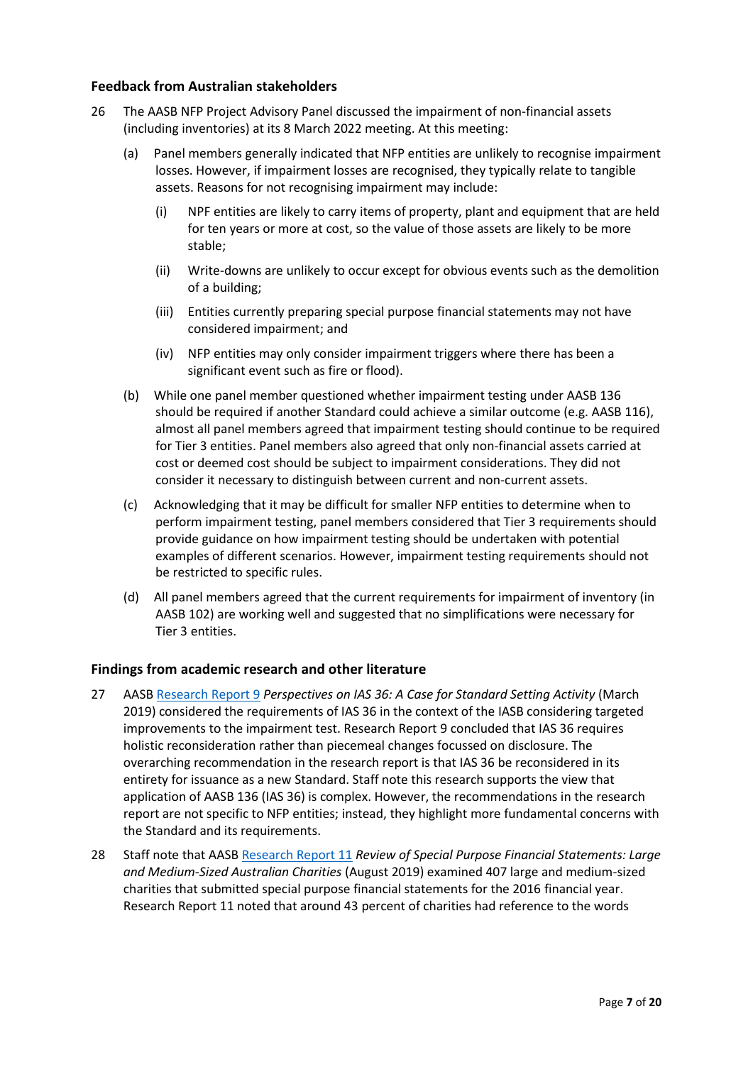## Feedback from Australian stakeholders

26 The AASB NFP Project Advisory Panel discussed the impairment of non-financial assets (including inventories) at its 8 March 2022 meeting. At this meeting:

(a) Panel members generally indicated that NFP entities are unlikely to recognise impairment losses. However, if impairment losses are recognised, they typically relate to tangible assets. Reasons for not recognising impairment may include:

(i) NPF entities are likely to carry items of property, plant and equipment that are held for ten years or more at cost, so the value of those assets are likely to be more stable;

(ii) Write-downs are unlikely to occur except for obvious events such as the demolition of a building;

(iii) Entities currently preparing special purpose financial statements may not have considered impairment; and

(iv) NFP entities may only consider impairment triggers where there has been a significant event such as fire or flood).

(b) While one panel member questioned whether impairment testing under AASB 136 should be required if another Standard could achieve a similar outcome (e.g. AASB 116), almost all panel members agreed that impairment testing should continue to be required for Tier 3 entities. Panel members also agreed that only non-financial assets carried at cost or deemed cost should be subject to impairment considerations. They did not consider it necessary to distinguish between current and non-current assets.

(c) Acknowledging that it may be difficult for smaller NFP entities to determine when to perform impairment testing, panel members considered that Tier 3 requirements should provide guidance on how impairment testing should be undertaken with potential examples of different scenarios. However, impairment testing requirements should not be restricted to specific rules.

(d) All panel members agreed that the current requirements for impairment of inventory (in AASB 102) are working well and suggested that no simplifications were necessary for Tier 3 entities.

## Findings from academic research and other literature

27 AASB Research Report 9 *Perspectives on IAS 36: A Case for Standard Setting Activity* (March 2019) considered the requirements of IAS 36 in the context of the IASB considering targeted improvements to the impairment test. Research Report 9 concluded that IAS 36 requires holistic reconsideration rather than piecemeal changes focussed on disclosure. The overarching recommendation in the research report is that IAS 36 be reconsidered in its entirety for issuance as a new Standard. Staff note this research supports the view that application of AASB 136 (IAS 36) is complex. However, the recommendations in the research report are not specific to NFP entities; instead, they highlight more fundamental concerns with the Standard and its requirements.

28 Staff note that AASB Research Report 11 *Review of Special Purpose Financial Statements: Large and Medium-Sized Australian Charities* (August 2019) examined 407 large and medium-sized charities that submitted special purpose financial statements for the 2016 financial year. Research Report 11 noted that around 43 percent of charities had reference to the words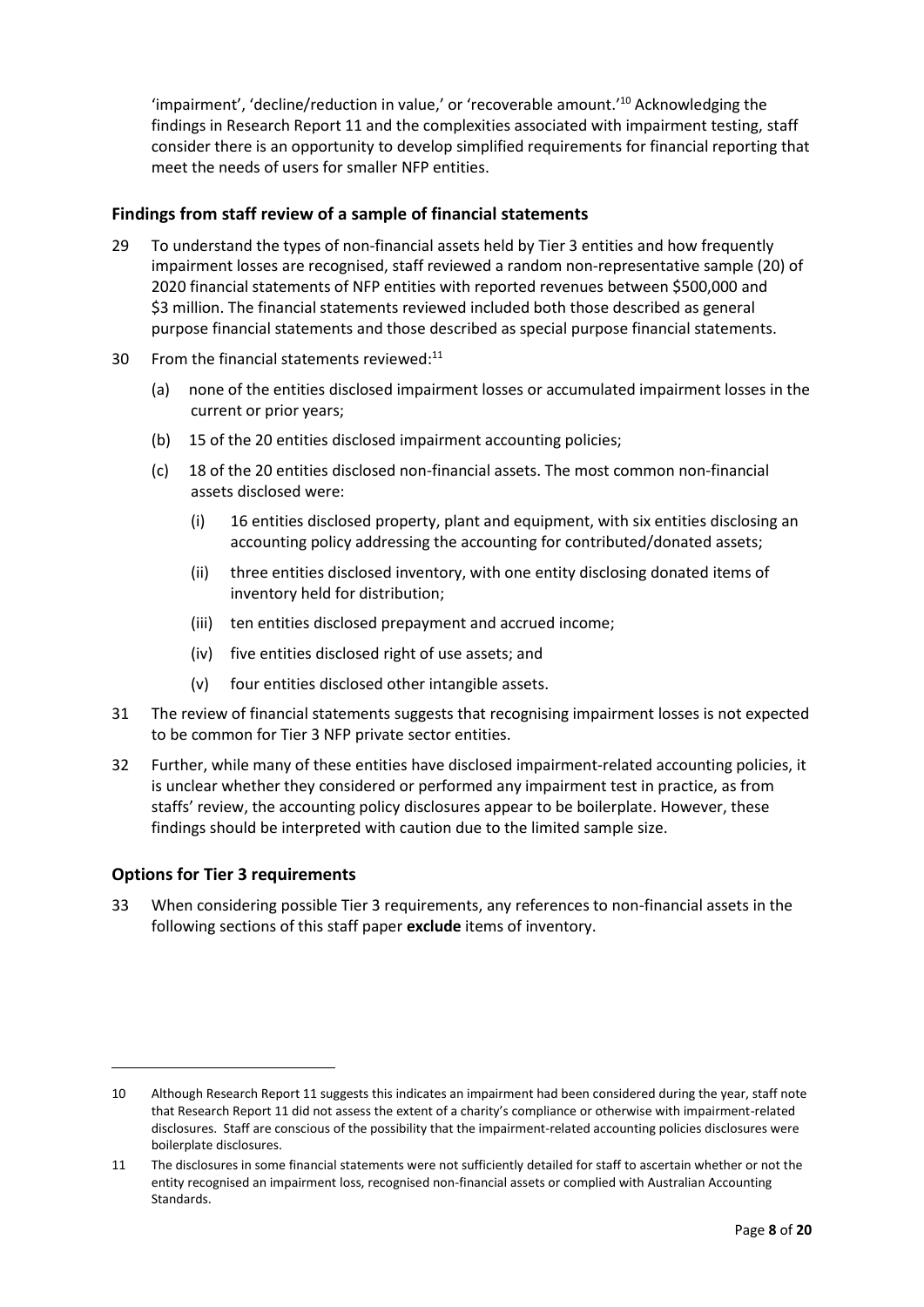'impairment', 'decline/reduction in value,' or 'recoverable amount.'[10] Acknowledging the findings in Research Report 11 and the complexities associated with impairment testing, staff consider there is an opportunity to develop simplified requirements for financial reporting that meet the needs of users for smaller NFP entities.

### Findings from staff review of a sample of financial statements

29 To understand the types of non-financial assets held by Tier 3 entities and how frequently impairment losses are recognised, staff reviewed a random non-representative sample (20) of 2020 financial statements of NFP entities with reported revenues between \$500,000 and \$3 million. The financial statements reviewed included both those described as general purpose financial statements and those described as special purpose financial statements.

30 From the financial statements reviewed:[11]

- (a) none of the entities disclosed impairment losses or accumulated impairment losses in the current or prior years;
- (b) 15 of the 20 entities disclosed impairment accounting policies;
- (c) 18 of the 20 entities disclosed non-financial assets. The most common non-financial assets disclosed were:
  - (i) 16 entities disclosed property, plant and equipment, with six entities disclosing an accounting policy addressing the accounting for contributed/donated assets;
  - (ii) three entities disclosed inventory, with one entity disclosing donated items of inventory held for distribution;
  - (iii) ten entities disclosed prepayment and accrued income;
  - (iv) five entities disclosed right of use assets; and
  - (v) four entities disclosed other intangible assets.

31 The review of financial statements suggests that recognising impairment losses is not expected to be common for Tier 3 NFP private sector entities.

32 Further, while many of these entities have disclosed impairment-related accounting policies, it is unclear whether they considered or performed any impairment test in practice, as from staffs' review, the accounting policy disclosures appear to be boilerplate. However, these findings should be interpreted with caution due to the limited sample size.

### Options for Tier 3 requirements

33 When considering possible Tier 3 requirements, any references to non-financial assets in the following sections of this staff paper **exclude** items of inventory.

---

10 Although Research Report 11 suggests this indicates an impairment had been considered during the year, staff note that Research Report 11 did not assess the extent of a charity's compliance or otherwise with impairment-related disclosures. Staff are conscious of the possibility that the impairment-related accounting policies disclosures were boilerplate disclosures.

11 The disclosures in some financial statements were not sufficiently detailed for staff to ascertain whether or not the entity recognised an impairment loss, recognised non-financial assets or complied with Australian Accounting Standards.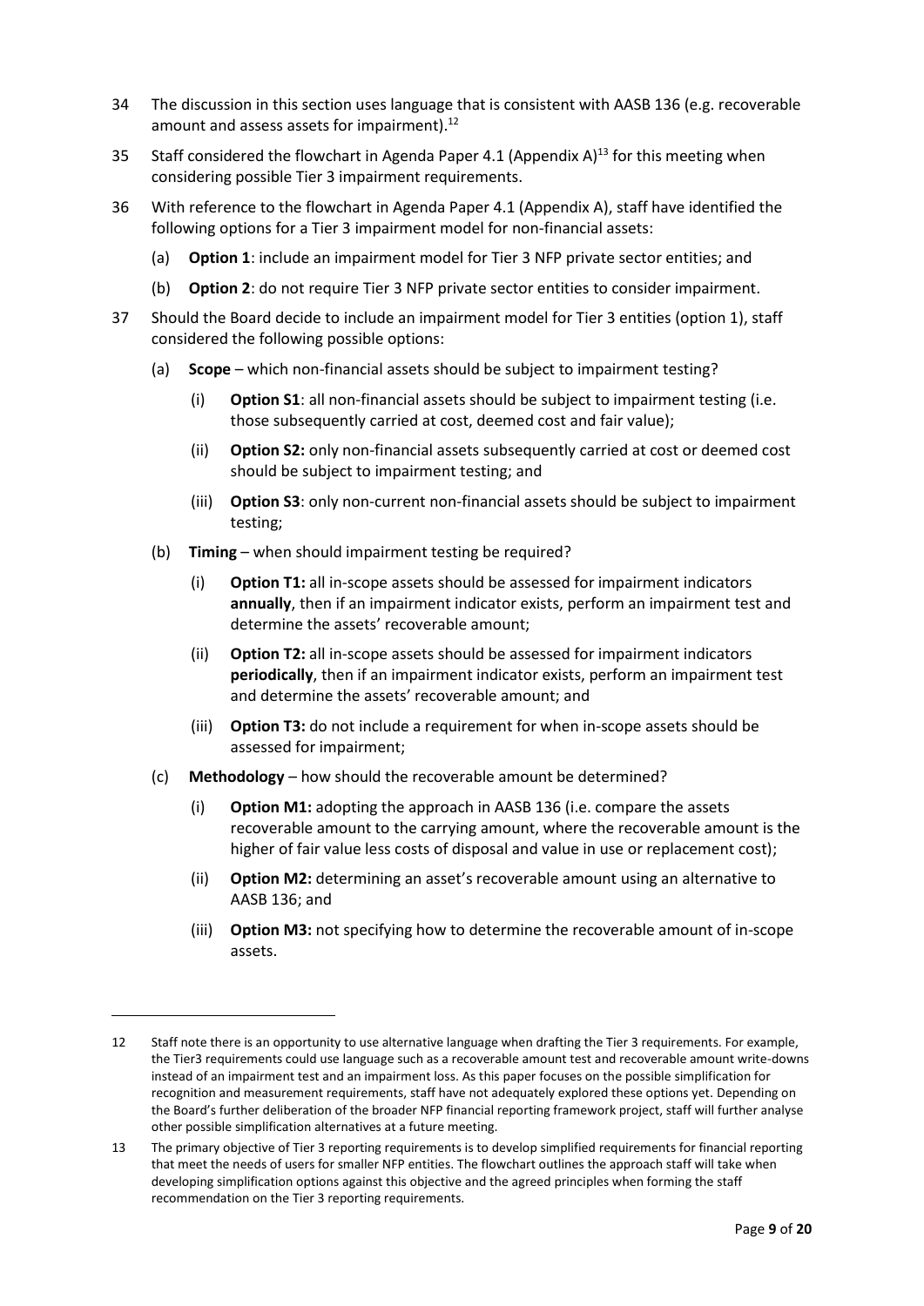34 The discussion in this section uses language that is consistent with AASB 136 (e.g. recoverable amount and assess assets for impairment).[12]

35 Staff considered the flowchart in Agenda Paper 4.1 (Appendix A)[13] for this meeting when considering possible Tier 3 impairment requirements.

36 With reference to the flowchart in Agenda Paper 4.1 (Appendix A), staff have identified the following options for a Tier 3 impairment model for non-financial assets:

   (a) **Option 1**: include an impairment model for Tier 3 NFP private sector entities; and

   (b) **Option 2**: do not require Tier 3 NFP private sector entities to consider impairment.

37 Should the Board decide to include an impairment model for Tier 3 entities (option 1), staff considered the following possible options:

   (a) **Scope** – which non-financial assets should be subject to impairment testing?

      (i) **Option S1**: all non-financial assets should be subject to impairment testing (i.e. those subsequently carried at cost, deemed cost and fair value);

      (ii) **Option S2:** only non-financial assets subsequently carried at cost or deemed cost should be subject to impairment testing; and

      (iii) **Option S3**: only non-current non-financial assets should be subject to impairment testing;

   (b) **Timing** – when should impairment testing be required?

      (i) **Option T1:** all in-scope assets should be assessed for impairment indicators **annually**, then if an impairment indicator exists, perform an impairment test and determine the assets' recoverable amount;

      (ii) **Option T2:** all in-scope assets should be assessed for impairment indicators **periodically**, then if an impairment indicator exists, perform an impairment test and determine the assets' recoverable amount; and

      (iii) **Option T3:** do not include a requirement for when in-scope assets should be assessed for impairment;

   (c) **Methodology** – how should the recoverable amount be determined?

      (i) **Option M1:** adopting the approach in AASB 136 (i.e. compare the assets recoverable amount to the carrying amount, where the recoverable amount is the higher of fair value less costs of disposal and value in use or replacement cost);

      (ii) **Option M2:** determining an asset's recoverable amount using an alternative to AASB 136; and

      (iii) **Option M3:** not specifying how to determine the recoverable amount of in-scope assets.

---

12 Staff note there is an opportunity to use alternative language when drafting the Tier 3 requirements. For example, the Tier3 requirements could use language such as a recoverable amount test and recoverable amount write-downs instead of an impairment test and an impairment loss. As this paper focuses on the possible simplification for recognition and measurement requirements, staff have not adequately explored these options yet. Depending on the Board's further deliberation of the broader NFP financial reporting framework project, staff will further analyse other possible simplification alternatives at a future meeting.

13 The primary objective of Tier 3 reporting requirements is to develop simplified requirements for financial reporting that meet the needs of users for smaller NFP entities. The flowchart outlines the approach staff will take when developing simplification options against this objective and the agreed principles when forming the staff recommendation on the Tier 3 reporting requirements.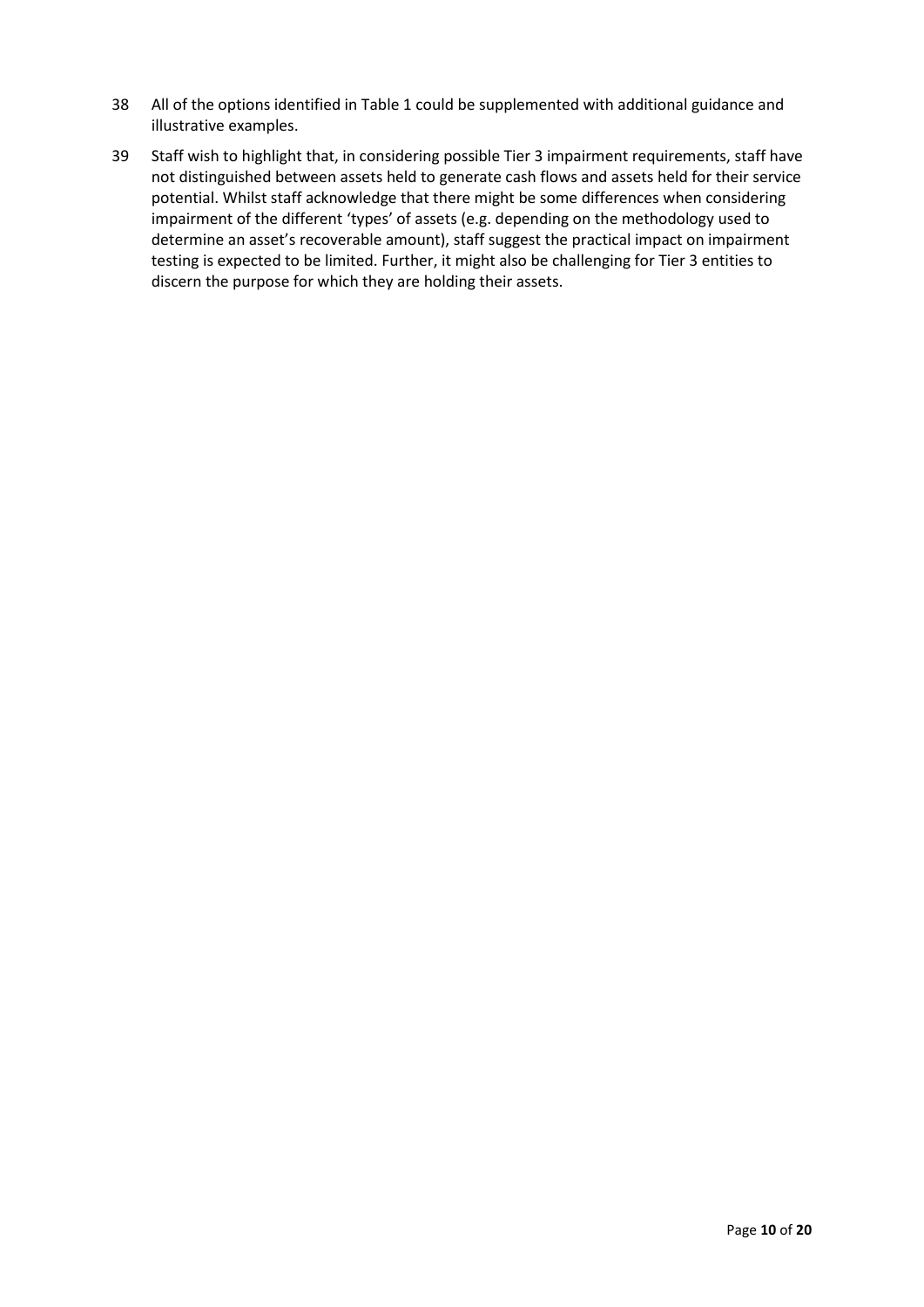38 All of the options identified in Table 1 could be supplemented with additional guidance and illustrative examples.

39 Staff wish to highlight that, in considering possible Tier 3 impairment requirements, staff have not distinguished between assets held to generate cash flows and assets held for their service potential. Whilst staff acknowledge that there might be some differences when considering impairment of the different 'types' of assets (e.g. depending on the methodology used to determine an asset's recoverable amount), staff suggest the practical impact on impairment testing is expected to be limited. Further, it might also be challenging for Tier 3 entities to discern the purpose for which they are holding their assets.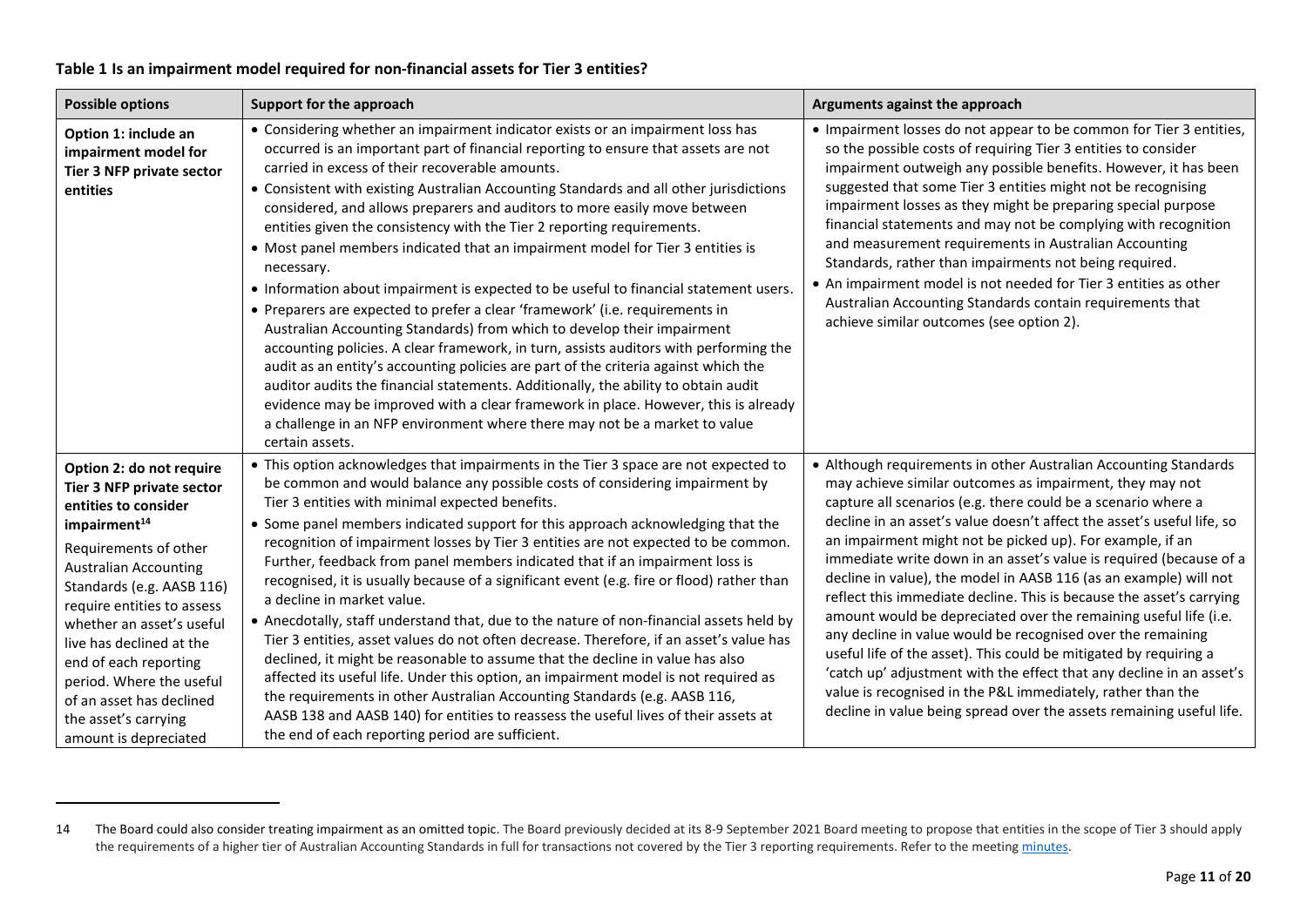**Table 1 Is an impairment model required for non-financial assets for Tier 3 entities?**

| Possible options | Support for the approach | Arguments against the approach |
|---|---|---|
| **Option 1: include an impairment model for Tier 3 NFP private sector entities** | • Considering whether an impairment indicator exists or an impairment loss has occurred is an important part of financial reporting to ensure that assets are not carried in excess of their recoverable amounts.<br>• Consistent with existing Australian Accounting Standards and all other jurisdictions considered, and allows preparers and auditors to more easily move between entities given the consistency with the Tier 2 reporting requirements.<br>• Most panel members indicated that an impairment model for Tier 3 entities is necessary.<br>• Information about impairment is expected to be useful to financial statement users.<br>• Preparers are expected to prefer a clear 'framework' (i.e. requirements in Australian Accounting Standards) from which to develop their impairment accounting policies. A clear framework, in turn, assists auditors with performing the audit as an entity's accounting policies are part of the criteria against which the auditor audits the financial statements. Additionally, the ability to obtain audit evidence may be improved with a clear framework in place. However, this is already a challenge in an NFP environment where there may not be a market to value certain assets. | • Impairment losses do not appear to be common for Tier 3 entities, so the possible costs of requiring Tier 3 entities to consider impairment outweigh any possible benefits. However, it has been suggested that some Tier 3 entities might not be recognising impairment losses as they might be preparing special purpose financial statements and may not be complying with recognition and measurement requirements in Australian Accounting Standards, rather than impairments not being required.<br>• An impairment model is not needed for Tier 3 entities as other Australian Accounting Standards contain requirements that achieve similar outcomes (see option 2). |
| **Option 2: do not require Tier 3 NFP private sector entities to consider impairment**[14]<br><br>Requirements of other Australian Accounting Standards (e.g. AASB 116) require entities to assess whether an asset's useful live has declined at the end of each reporting period. Where the useful of an asset has declined the asset's carrying amount is depreciated | • This option acknowledges that impairments in the Tier 3 space are not expected to be common and would balance any possible costs of considering impairment by Tier 3 entities with minimal expected benefits.<br>• Some panel members indicated support for this approach acknowledging that the recognition of impairment losses by Tier 3 entities are not expected to be common. Further, feedback from panel members indicated that if an impairment loss is recognised, it is usually because of a significant event (e.g. fire or flood) rather than a decline in market value.<br>• Anecdotally, staff understand that, due to the nature of non-financial assets held by Tier 3 entities, asset values do not often decrease. Therefore, if an asset's value has declined, it might be reasonable to assume that the decline in value has also affected its useful life. Under this option, an impairment model is not required as the requirements in other Australian Accounting Standards (e.g. AASB 116, AASB 138 and AASB 140) for entities to reassess the useful lives of their assets at the end of each reporting period are sufficient. | • Although requirements in other Australian Accounting Standards may achieve similar outcomes as impairment, they may not capture all scenarios (e.g. there could be a scenario where a decline in an asset's value doesn't affect the asset's useful life, so an impairment might not be picked up). For example, if an immediate write down in an asset's value is required (because of a decline in value), the model in AASB 116 (as an example) will not reflect this immediate decline. This is because the asset's carrying amount would be depreciated over the remaining useful life (i.e. any decline in value would be recognised over the remaining useful life of the asset). This could be mitigated by requiring a 'catch up' adjustment with the effect that any decline in an asset's value is recognised in the P&L immediately, rather than the decline in value being spread over the assets remaining useful life. |

14 The Board could also consider treating impairment as an omitted topic. The Board previously decided at its 8-9 September 2021 Board meeting to propose that entities in the scope of Tier 3 should apply the requirements of a higher tier of Australian Accounting Standards in full for transactions not covered by the Tier 3 reporting requirements. Refer to the meeting minutes.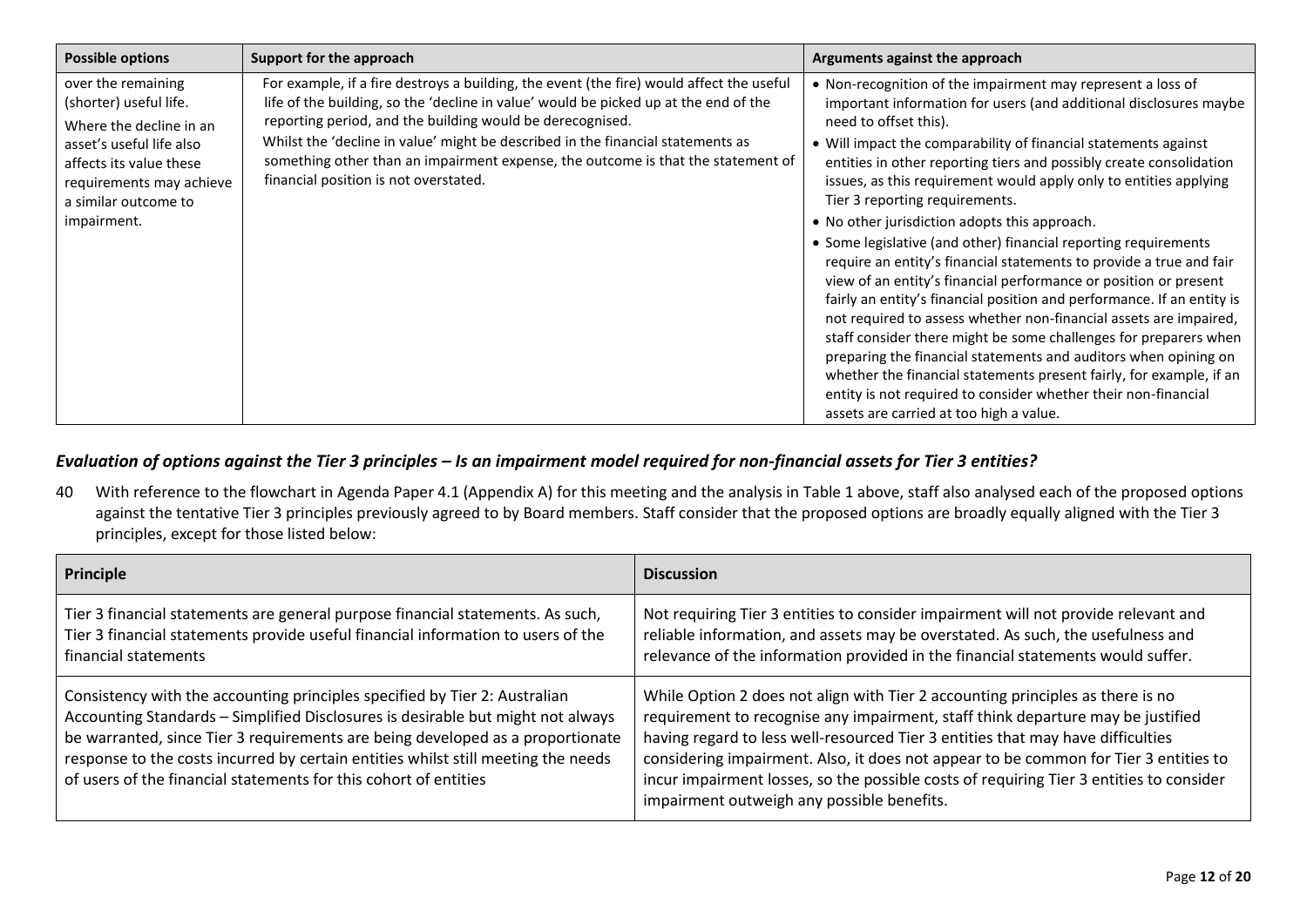| Possible options | Support for the approach | Arguments against the approach |
|---|---|---|
| over the remaining (shorter) useful life.<br><br>Where the decline in an asset's useful life also affects its value these requirements may achieve a similar outcome to impairment. | For example, if a fire destroys a building, the event (the fire) would affect the useful life of the building, so the 'decline in value' would be picked up at the end of the reporting period, and the building would be derecognised.<br><br>Whilst the 'decline in value' might be described in the financial statements as something other than an impairment expense, the outcome is that the statement of financial position is not overstated. | • Non-recognition of the impairment may represent a loss of important information for users (and additional disclosures maybe need to offset this).<br>• Will impact the comparability of financial statements against entities in other reporting tiers and possibly create consolidation issues, as this requirement would apply only to entities applying Tier 3 reporting requirements.<br>• No other jurisdiction adopts this approach.<br>• Some legislative (and other) financial reporting requirements require an entity's financial statements to provide a true and fair view of an entity's financial performance or position or present fairly an entity's financial position and performance. If an entity is not required to assess whether non-financial assets are impaired, staff consider there might be some challenges for preparers when preparing the financial statements and auditors when opining on whether the financial statements present fairly, for example, if an entity is not required to consider whether their non-financial assets are carried at too high a value. |

### *Evaluation of options against the Tier 3 principles – Is an impairment model required for non-financial assets for Tier 3 entities?*

40 With reference to the flowchart in Agenda Paper 4.1 (Appendix A) for this meeting and the analysis in Table 1 above, staff also analysed each of the proposed options against the tentative Tier 3 principles previously agreed to by Board members. Staff consider that the proposed options are broadly equally aligned with the Tier 3 principles, except for those listed below:

| Principle | Discussion |
|---|---|
| Tier 3 financial statements are general purpose financial statements. As such, Tier 3 financial statements provide useful financial information to users of the financial statements | Not requiring Tier 3 entities to consider impairment will not provide relevant and reliable information, and assets may be overstated. As such, the usefulness and relevance of the information provided in the financial statements would suffer. |
| Consistency with the accounting principles specified by Tier 2: Australian Accounting Standards – Simplified Disclosures is desirable but might not always be warranted, since Tier 3 requirements are being developed as a proportionate response to the costs incurred by certain entities whilst still meeting the needs of users of the financial statements for this cohort of entities | While Option 2 does not align with Tier 2 accounting principles as there is no requirement to recognise any impairment, staff think departure may be justified having regard to less well-resourced Tier 3 entities that may have difficulties considering impairment. Also, it does not appear to be common for Tier 3 entities to incur impairment losses, so the possible costs of requiring Tier 3 entities to consider impairment outweigh any possible benefits. |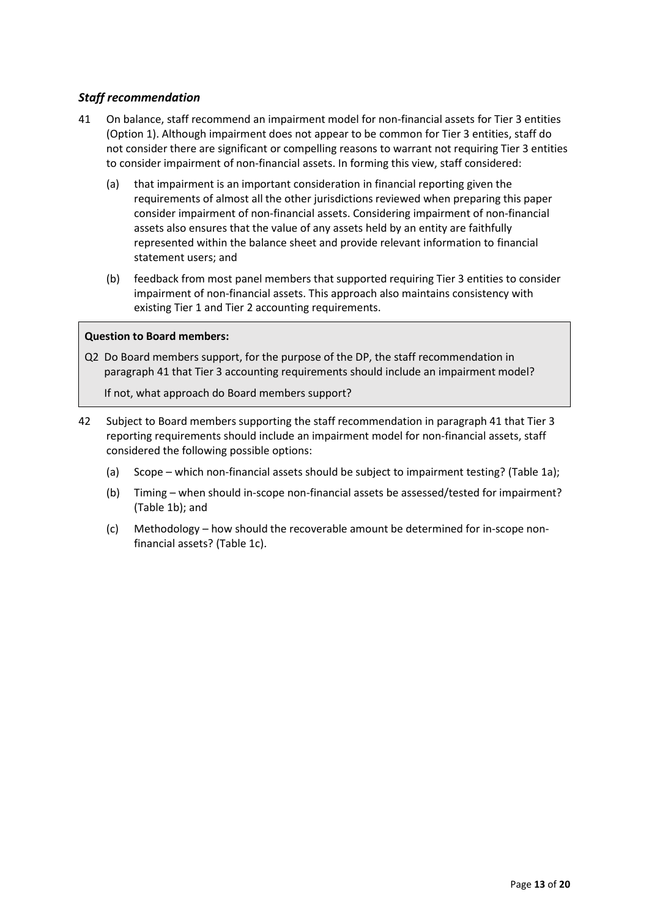### *Staff recommendation*

41 On balance, staff recommend an impairment model for non-financial assets for Tier 3 entities (Option 1). Although impairment does not appear to be common for Tier 3 entities, staff do not consider there are significant or compelling reasons to warrant not requiring Tier 3 entities to consider impairment of non-financial assets. In forming this view, staff considered:

   (a) that impairment is an important consideration in financial reporting given the requirements of almost all the other jurisdictions reviewed when preparing this paper consider impairment of non-financial assets. Considering impairment of non-financial assets also ensures that the value of any assets held by an entity are faithfully represented within the balance sheet and provide relevant information to financial statement users; and

   (b) feedback from most panel members that supported requiring Tier 3 entities to consider impairment of non-financial assets. This approach also maintains consistency with existing Tier 1 and Tier 2 accounting requirements.

> **Question to Board members:**
>
> Q2 Do Board members support, for the purpose of the DP, the staff recommendation in paragraph 41 that Tier 3 accounting requirements should include an impairment model?
>
> If not, what approach do Board members support?

42 Subject to Board members supporting the staff recommendation in paragraph 41 that Tier 3 reporting requirements should include an impairment model for non-financial assets, staff considered the following possible options:

   (a) Scope – which non-financial assets should be subject to impairment testing? (Table 1a);

   (b) Timing – when should in-scope non-financial assets be assessed/tested for impairment? (Table 1b); and

   (c) Methodology – how should the recoverable amount be determined for in-scope non-financial assets? (Table 1c).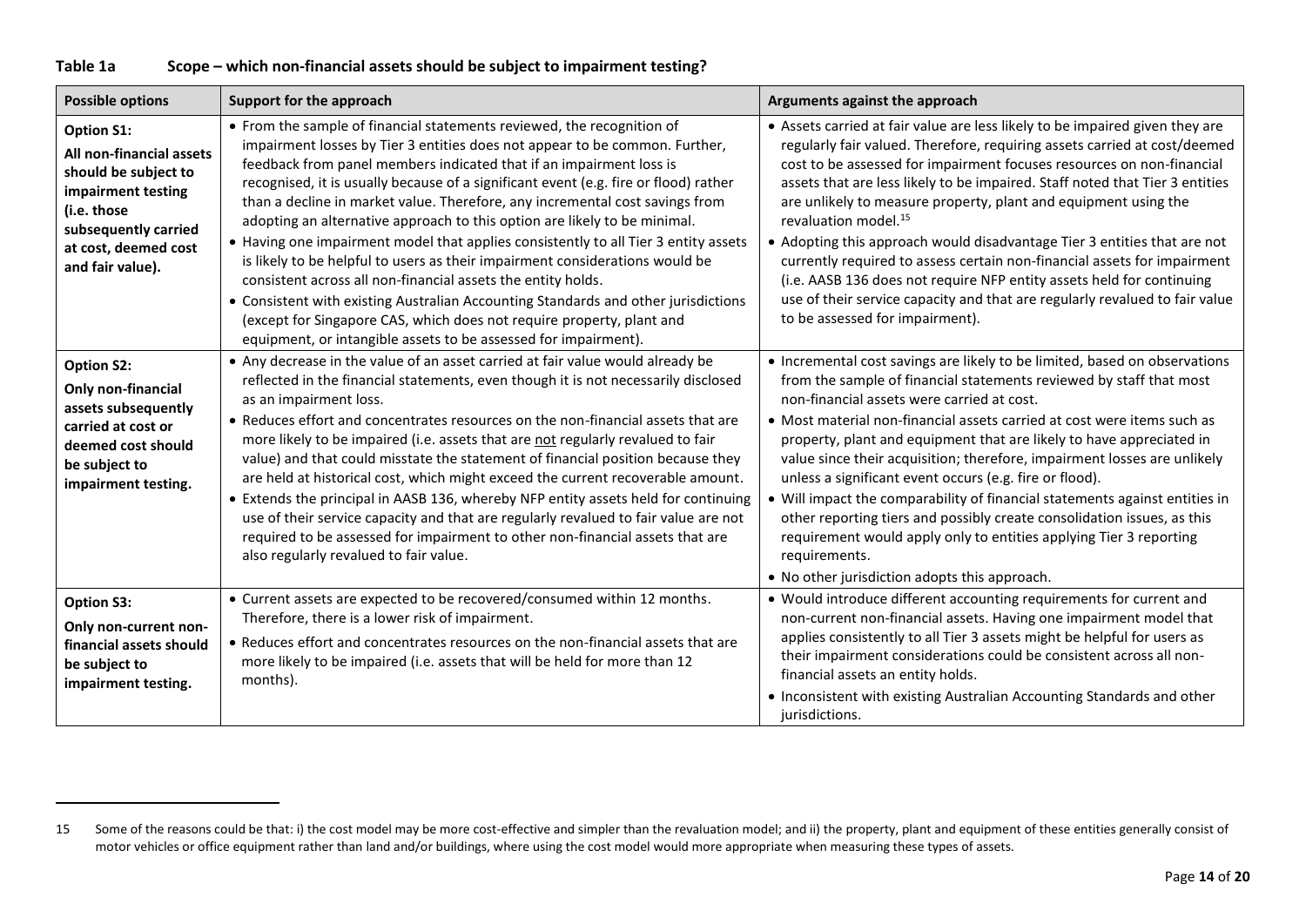**Table 1a Scope – which non-financial assets should be subject to impairment testing?**

| Possible options | Support for the approach | Arguments against the approach |
|---|---|---|
| **Option S1: All non-financial assets should be subject to impairment testing (i.e. those subsequently carried at cost, deemed cost and fair value).** | • From the sample of financial statements reviewed, the recognition of impairment losses by Tier 3 entities does not appear to be common. Further, feedback from panel members indicated that if an impairment loss is recognised, it is usually because of a significant event (e.g. fire or flood) rather than a decline in market value. Therefore, any incremental cost savings from adopting an alternative approach to this option are likely to be minimal.<br>• Having one impairment model that applies consistently to all Tier 3 entity assets is likely to be helpful to users as their impairment considerations would be consistent across all non-financial assets the entity holds.<br>• Consistent with existing Australian Accounting Standards and other jurisdictions (except for Singapore CAS, which does not require property, plant and equipment, or intangible assets to be assessed for impairment). | • Assets carried at fair value are less likely to be impaired given they are regularly fair valued. Therefore, requiring assets carried at cost/deemed cost to be assessed for impairment focuses resources on non-financial assets that are less likely to be impaired. Staff noted that Tier 3 entities are unlikely to measure property, plant and equipment using the revaluation model.[15]<br>• Adopting this approach would disadvantage Tier 3 entities that are not currently required to assess certain non-financial assets for impairment (i.e. AASB 136 does not require NFP entity assets held for continuing use of their service capacity and that are regularly revalued to fair value to be assessed for impairment). |
| **Option S2: Only non-financial assets subsequently carried at cost or deemed cost should be subject to impairment testing.** | • Any decrease in the value of an asset carried at fair value would already be reflected in the financial statements, even though it is not necessarily disclosed as an impairment loss.<br>• Reduces effort and concentrates resources on the non-financial assets that are more likely to be impaired (i.e. assets that are <u>not</u> regularly revalued to fair value) and that could misstate the statement of financial position because they are held at historical cost, which might exceed the current recoverable amount.<br>• Extends the principal in AASB 136, whereby NFP entity assets held for continuing use of their service capacity and that are regularly revalued to fair value are not required to be assessed for impairment to other non-financial assets that are also regularly revalued to fair value. | • Incremental cost savings are likely to be limited, based on observations from the sample of financial statements reviewed by staff that most non-financial assets were carried at cost.<br>• Most material non-financial assets carried at cost were items such as property, plant and equipment that are likely to have appreciated in value since their acquisition; therefore, impairment losses are unlikely unless a significant event occurs (e.g. fire or flood).<br>• Will impact the comparability of financial statements against entities in other reporting tiers and possibly create consolidation issues, as this requirement would apply only to entities applying Tier 3 reporting requirements.<br>• No other jurisdiction adopts this approach. |
| **Option S3: Only non-current non-financial assets should be subject to impairment testing.** | • Current assets are expected to be recovered/consumed within 12 months. Therefore, there is a lower risk of impairment.<br>• Reduces effort and concentrates resources on the non-financial assets that are more likely to be impaired (i.e. assets that will be held for more than 12 months). | • Would introduce different accounting requirements for current and non-current non-financial assets. Having one impairment model that applies consistently to all Tier 3 assets might be helpful for users as their impairment considerations could be consistent across all non-financial assets an entity holds.<br>• Inconsistent with existing Australian Accounting Standards and other jurisdictions. |

15 Some of the reasons could be that: i) the cost model may be more cost-effective and simpler than the revaluation model; and ii) the property, plant and equipment of these entities generally consist of motor vehicles or office equipment rather than land and/or buildings, where using the cost model would more appropriate when measuring these types of assets.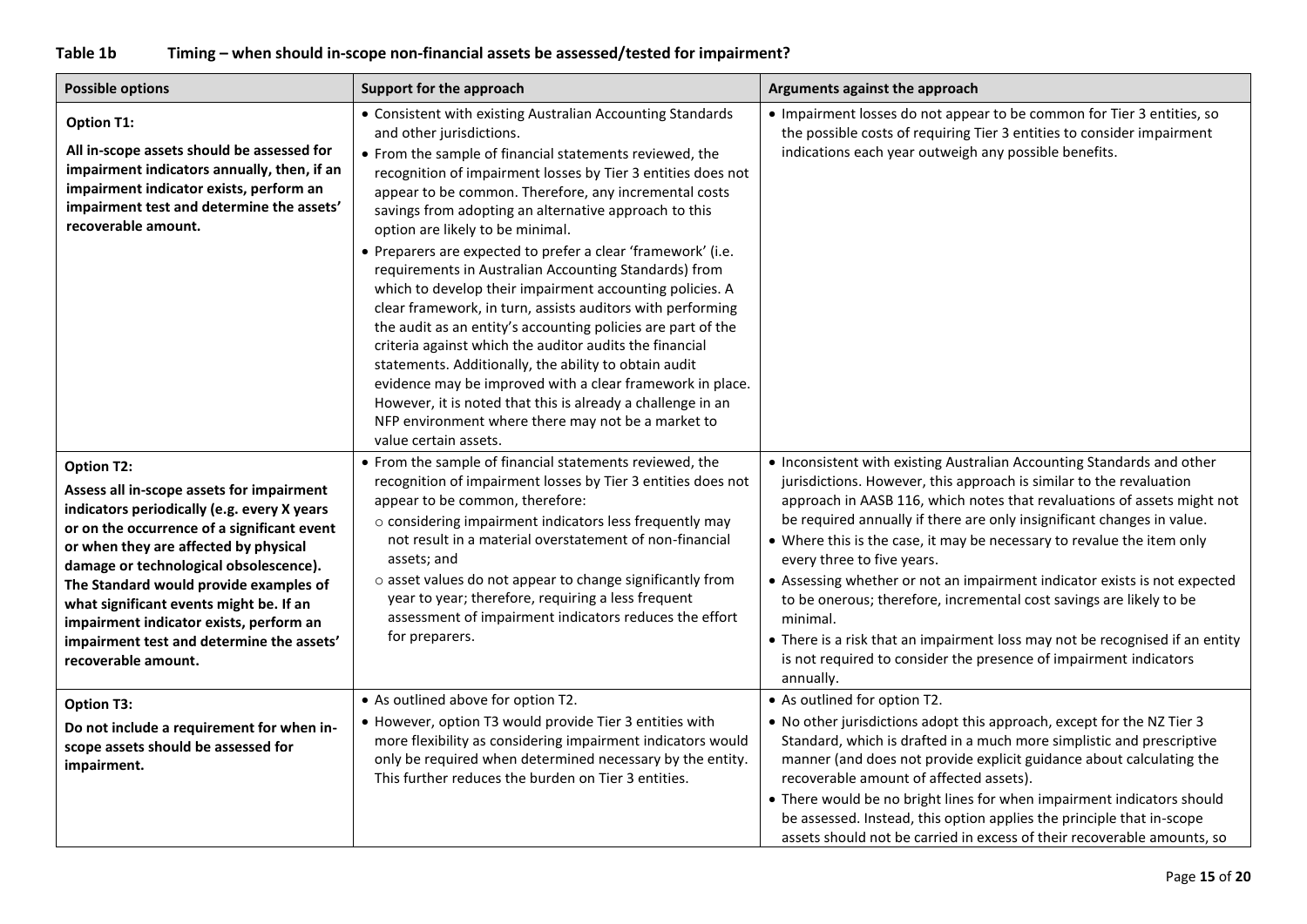**Table 1b Timing – when should in-scope non-financial assets be assessed/tested for impairment?**

| Possible options | Support for the approach | Arguments against the approach |
|---|---|---|
| **Option T1:**<br>**All in-scope assets should be assessed for impairment indicators annually, then, if an impairment indicator exists, perform an impairment test and determine the assets' recoverable amount.** | • Consistent with existing Australian Accounting Standards and other jurisdictions.<br>• From the sample of financial statements reviewed, the recognition of impairment losses by Tier 3 entities does not appear to be common. Therefore, any incremental costs savings from adopting an alternative approach to this option are likely to be minimal.<br>• Preparers are expected to prefer a clear 'framework' (i.e. requirements in Australian Accounting Standards) from which to develop their impairment accounting policies. A clear framework, in turn, assists auditors with performing the audit as an entity's accounting policies are part of the criteria against which the auditor audits the financial statements. Additionally, the ability to obtain audit evidence may be improved with a clear framework in place. However, it is noted that this is already a challenge in an NFP environment where there may not be a market to value certain assets. | • Impairment losses do not appear to be common for Tier 3 entities, so the possible costs of requiring Tier 3 entities to consider impairment indications each year outweigh any possible benefits. |
| **Option T2:**<br>**Assess all in-scope assets for impairment indicators periodically (e.g. every X years or on the occurrence of a significant event or when they are affected by physical damage or technological obsolescence). The Standard would provide examples of what significant events might be. If an impairment indicator exists, perform an impairment test and determine the assets' recoverable amount.** | • From the sample of financial statements reviewed, the recognition of impairment losses by Tier 3 entities does not appear to be common, therefore:<br>○ considering impairment indicators less frequently may not result in a material overstatement of non-financial assets; and<br>○ asset values do not appear to change significantly from year to year; therefore, requiring a less frequent assessment of impairment indicators reduces the effort for preparers. | • Inconsistent with existing Australian Accounting Standards and other jurisdictions. However, this approach is similar to the revaluation approach in AASB 116, which notes that revaluations of assets might not be required annually if there are only insignificant changes in value.<br>• Where this is the case, it may be necessary to revalue the item only every three to five years.<br>• Assessing whether or not an impairment indicator exists is not expected to be onerous; therefore, incremental cost savings are likely to be minimal.<br>• There is a risk that an impairment loss may not be recognised if an entity is not required to consider the presence of impairment indicators annually. |
| **Option T3:**<br>**Do not include a requirement for when in-scope assets should be assessed for impairment.** | • As outlined above for option T2.<br>• However, option T3 would provide Tier 3 entities with more flexibility as considering impairment indicators would only be required when determined necessary by the entity. This further reduces the burden on Tier 3 entities. | • As outlined for option T2.<br>• No other jurisdictions adopt this approach, except for the NZ Tier 3 Standard, which is drafted in a much more simplistic and prescriptive manner (and does not provide explicit guidance about calculating the recoverable amount of affected assets).<br>• There would be no bright lines for when impairment indicators should be assessed. Instead, this option applies the principle that in-scope assets should not be carried in excess of their recoverable amounts, so |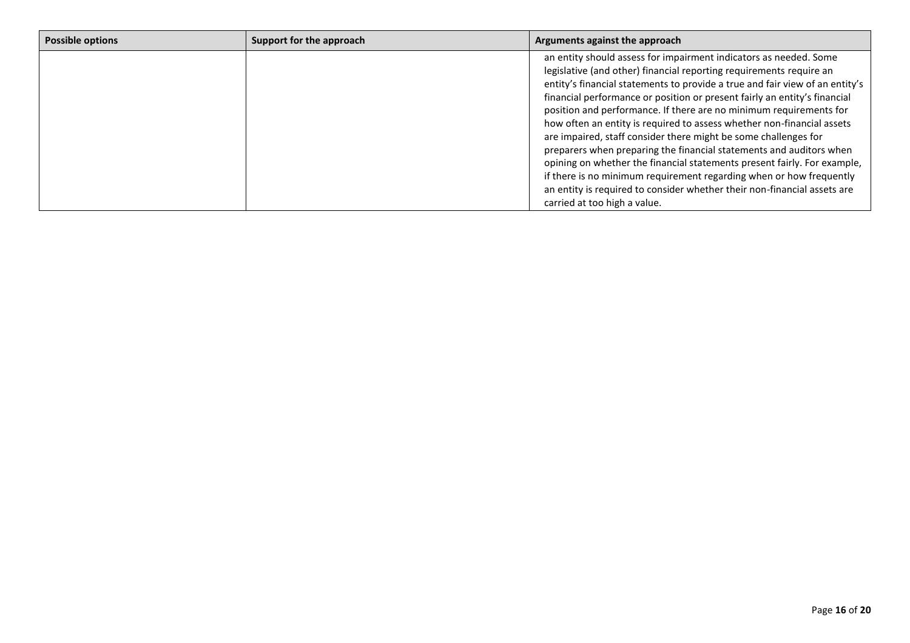| Possible options | Support for the approach | Arguments against the approach |
|---|---|---|
| | | an entity should assess for impairment indicators as needed. Some legislative (and other) financial reporting requirements require an entity's financial statements to provide a true and fair view of an entity's financial performance or position or present fairly an entity's financial position and performance. If there are no minimum requirements for how often an entity is required to assess whether non-financial assets are impaired, staff consider there might be some challenges for preparers when preparing the financial statements and auditors when opining on whether the financial statements present fairly. For example, if there is no minimum requirement regarding when or how frequently an entity is required to consider whether their non-financial assets are carried at too high a value. |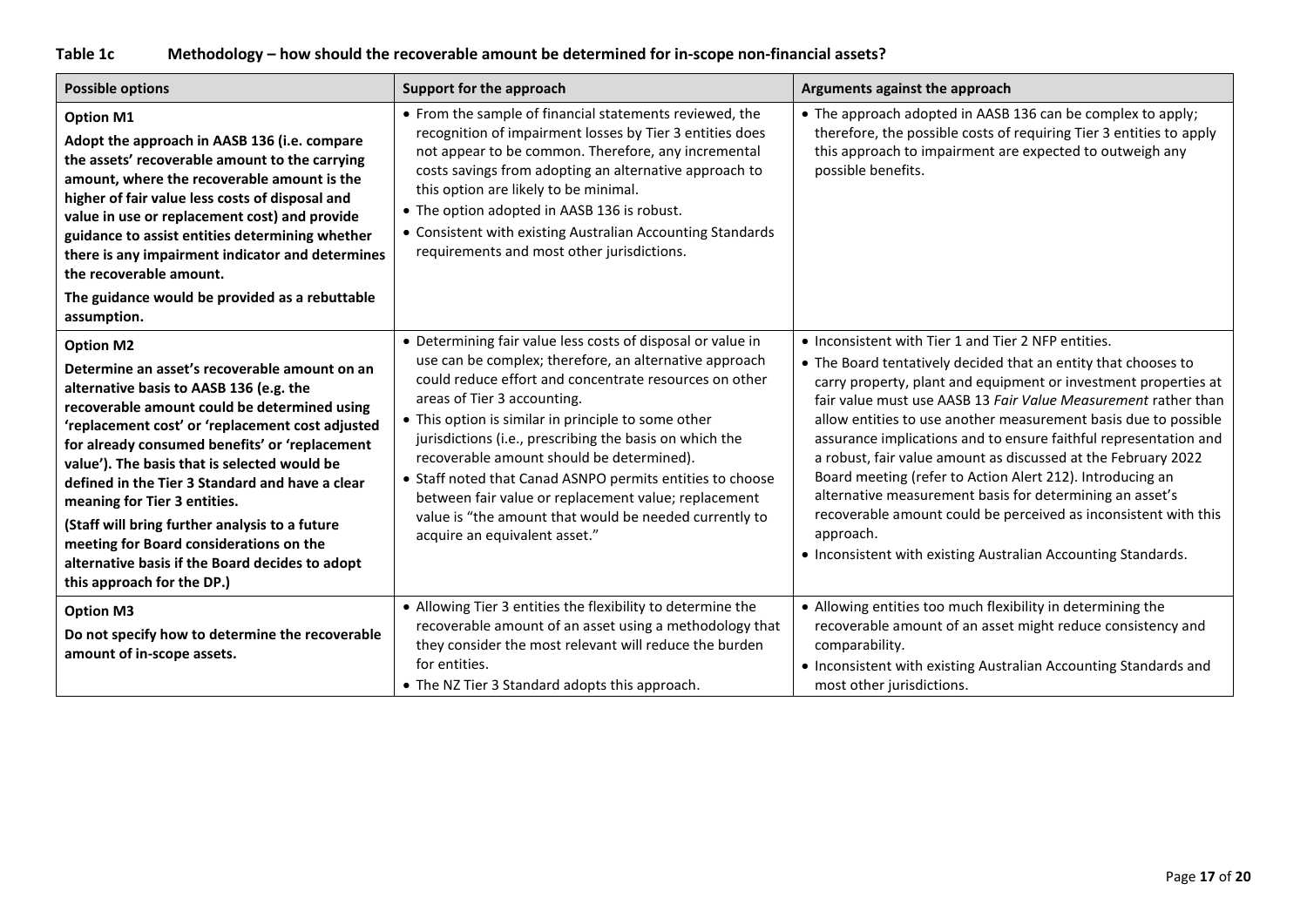**Table 1c Methodology – how should the recoverable amount be determined for in-scope non-financial assets?**

| Possible options | Support for the approach | Arguments against the approach |
|---|---|---|
| **Option M1**<br>**Adopt the approach in AASB 136 (i.e. compare the assets' recoverable amount to the carrying amount, where the recoverable amount is the higher of fair value less costs of disposal and value in use or replacement cost) and provide guidance to assist entities determining whether there is any impairment indicator and determines the recoverable amount.**<br>**The guidance would be provided as a rebuttable assumption.** | • From the sample of financial statements reviewed, the recognition of impairment losses by Tier 3 entities does not appear to be common. Therefore, any incremental costs savings from adopting an alternative approach to this option are likely to be minimal.<br>• The option adopted in AASB 136 is robust.<br>• Consistent with existing Australian Accounting Standards requirements and most other jurisdictions. | • The approach adopted in AASB 136 can be complex to apply; therefore, the possible costs of requiring Tier 3 entities to apply this approach to impairment are expected to outweigh any possible benefits. |
| **Option M2**<br>**Determine an asset's recoverable amount on an alternative basis to AASB 136 (e.g. the recoverable amount could be determined using 'replacement cost' or 'replacement cost adjusted for already consumed benefits' or 'replacement value'). The basis that is selected would be defined in the Tier 3 Standard and have a clear meaning for Tier 3 entities.**<br>**(Staff will bring further analysis to a future meeting for Board considerations on the alternative basis if the Board decides to adopt this approach for the DP.)** | • Determining fair value less costs of disposal or value in use can be complex; therefore, an alternative approach could reduce effort and concentrate resources on other areas of Tier 3 accounting.<br>• This option is similar in principle to some other jurisdictions (i.e., prescribing the basis on which the recoverable amount should be determined).<br>• Staff noted that Canad ASNPO permits entities to choose between fair value or replacement value; replacement value is "the amount that would be needed currently to acquire an equivalent asset." | • Inconsistent with Tier 1 and Tier 2 NFP entities.<br>• The Board tentatively decided that an entity that chooses to carry property, plant and equipment or investment properties at fair value must use AASB 13 *Fair Value Measurement* rather than allow entities to use another measurement basis due to possible assurance implications and to ensure faithful representation and a robust, fair value amount as discussed at the February 2022 Board meeting (refer to Action Alert 212). Introducing an alternative measurement basis for determining an asset's recoverable amount could be perceived as inconsistent with this approach.<br>• Inconsistent with existing Australian Accounting Standards. |
| **Option M3**<br>**Do not specify how to determine the recoverable amount of in-scope assets.** | • Allowing Tier 3 entities the flexibility to determine the recoverable amount of an asset using a methodology that they consider the most relevant will reduce the burden for entities.<br>• The NZ Tier 3 Standard adopts this approach. | • Allowing entities too much flexibility in determining the recoverable amount of an asset might reduce consistency and comparability.<br>• Inconsistent with existing Australian Accounting Standards and most other jurisdictions. |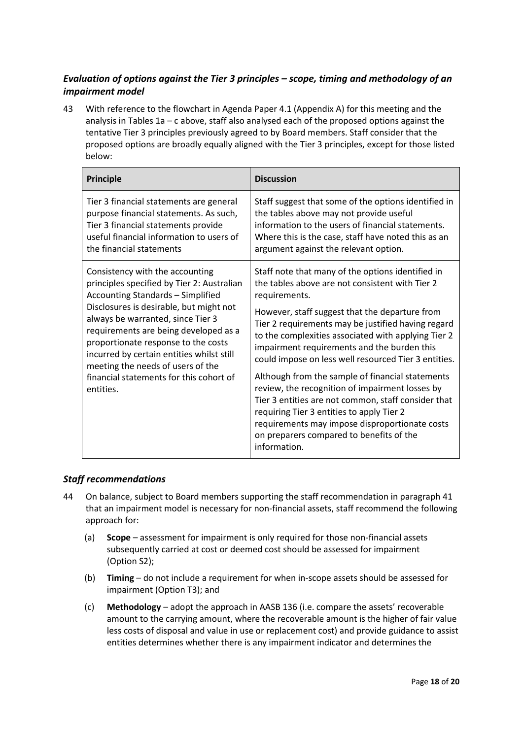### *Evaluation of options against the Tier 3 principles – scope, timing and methodology of an impairment model*

43 With reference to the flowchart in Agenda Paper 4.1 (Appendix A) for this meeting and the analysis in Tables 1a – c above, staff also analysed each of the proposed options against the tentative Tier 3 principles previously agreed to by Board members. Staff consider that the proposed options are broadly equally aligned with the Tier 3 principles, except for those listed below:

| Principle | Discussion |
|---|---|
| Tier 3 financial statements are general purpose financial statements. As such, Tier 3 financial statements provide useful financial information to users of the financial statements | Staff suggest that some of the options identified in the tables above may not provide useful information to the users of financial statements. Where this is the case, staff have noted this as an argument against the relevant option. |
| Consistency with the accounting principles specified by Tier 2: Australian Accounting Standards – Simplified Disclosures is desirable, but might not always be warranted, since Tier 3 requirements are being developed as a proportionate response to the costs incurred by certain entities whilst still meeting the needs of users of the financial statements for this cohort of entities. | Staff note that many of the options identified in the tables above are not consistent with Tier 2 requirements.<br><br>However, staff suggest that the departure from Tier 2 requirements may be justified having regard to the complexities associated with applying Tier 2 impairment requirements and the burden this could impose on less well resourced Tier 3 entities.<br><br>Although from the sample of financial statements review, the recognition of impairment losses by Tier 3 entities are not common, staff consider that requiring Tier 3 entities to apply Tier 2 requirements may impose disproportionate costs on preparers compared to benefits of the information. |

### *Staff recommendations*

44 On balance, subject to Board members supporting the staff recommendation in paragraph 41 that an impairment model is necessary for non-financial assets, staff recommend the following approach for:

(a) **Scope** – assessment for impairment is only required for those non-financial assets subsequently carried at cost or deemed cost should be assessed for impairment (Option S2);

(b) **Timing** – do not include a requirement for when in-scope assets should be assessed for impairment (Option T3); and

(c) **Methodology** – adopt the approach in AASB 136 (i.e. compare the assets' recoverable amount to the carrying amount, where the recoverable amount is the higher of fair value less costs of disposal and value in use or replacement cost) and provide guidance to assist entities determines whether there is any impairment indicator and determines the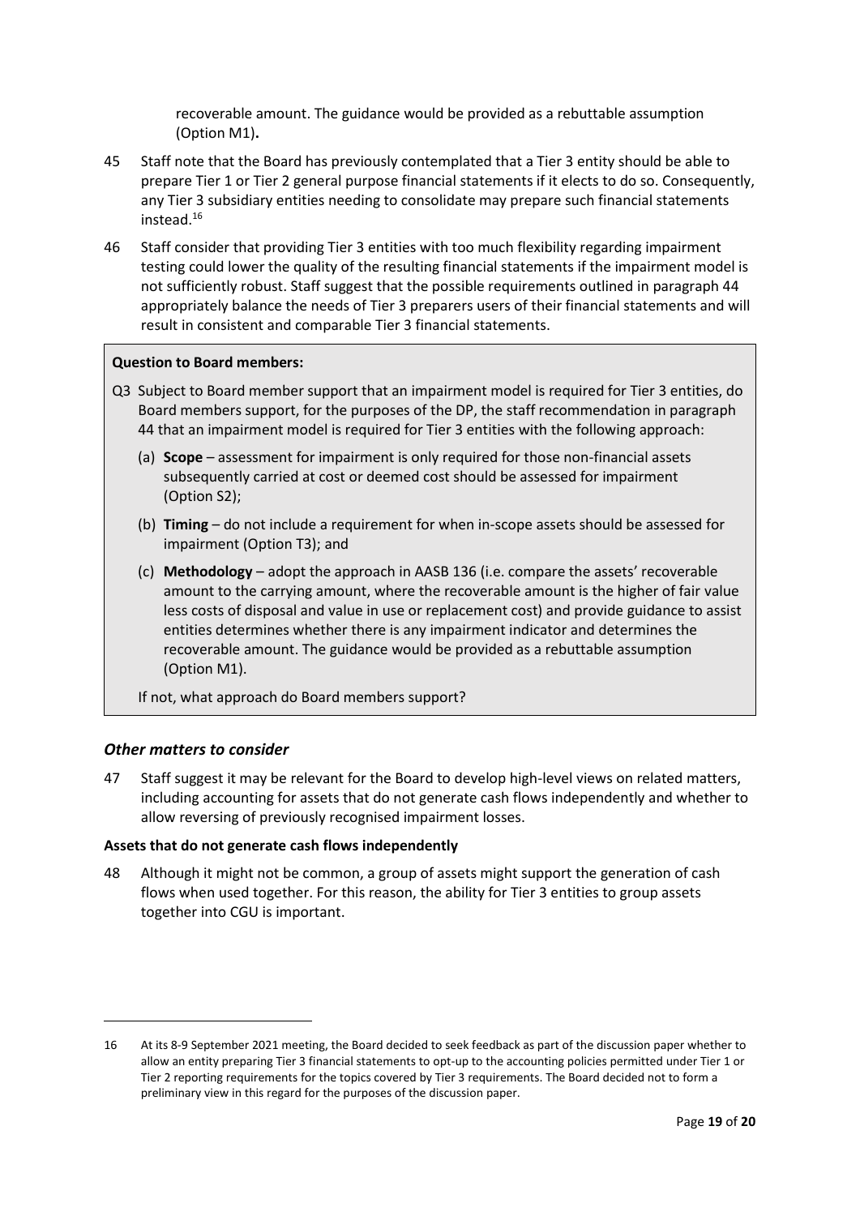recoverable amount. The guidance would be provided as a rebuttable assumption (Option M1)**.**

45 Staff note that the Board has previously contemplated that a Tier 3 entity should be able to prepare Tier 1 or Tier 2 general purpose financial statements if it elects to do so. Consequently, any Tier 3 subsidiary entities needing to consolidate may prepare such financial statements instead.[16]

46 Staff consider that providing Tier 3 entities with too much flexibility regarding impairment testing could lower the quality of the resulting financial statements if the impairment model is not sufficiently robust. Staff suggest that the possible requirements outlined in paragraph 44 appropriately balance the needs of Tier 3 preparers users of their financial statements and will result in consistent and comparable Tier 3 financial statements.

**Question to Board members:**

Q3 Subject to Board member support that an impairment model is required for Tier 3 entities, do Board members support, for the purposes of the DP, the staff recommendation in paragraph 44 that an impairment model is required for Tier 3 entities with the following approach:

(a) **Scope** – assessment for impairment is only required for those non-financial assets subsequently carried at cost or deemed cost should be assessed for impairment (Option S2);

(b) **Timing** – do not include a requirement for when in-scope assets should be assessed for impairment (Option T3); and

(c) **Methodology** – adopt the approach in AASB 136 (i.e. compare the assets' recoverable amount to the carrying amount, where the recoverable amount is the higher of fair value less costs of disposal and value in use or replacement cost) and provide guidance to assist entities determines whether there is any impairment indicator and determines the recoverable amount. The guidance would be provided as a rebuttable assumption (Option M1).

If not, what approach do Board members support?

### *Other matters to consider*

47 Staff suggest it may be relevant for the Board to develop high-level views on related matters, including accounting for assets that do not generate cash flows independently and whether to allow reversing of previously recognised impairment losses.

**Assets that do not generate cash flows independently**

48 Although it might not be common, a group of assets might support the generation of cash flows when used together. For this reason, the ability for Tier 3 entities to group assets together into CGU is important.

---

16 At its 8-9 September 2021 meeting, the Board decided to seek feedback as part of the discussion paper whether to allow an entity preparing Tier 3 financial statements to opt-up to the accounting policies permitted under Tier 1 or Tier 2 reporting requirements for the topics covered by Tier 3 requirements. The Board decided not to form a preliminary view in this regard for the purposes of the discussion paper.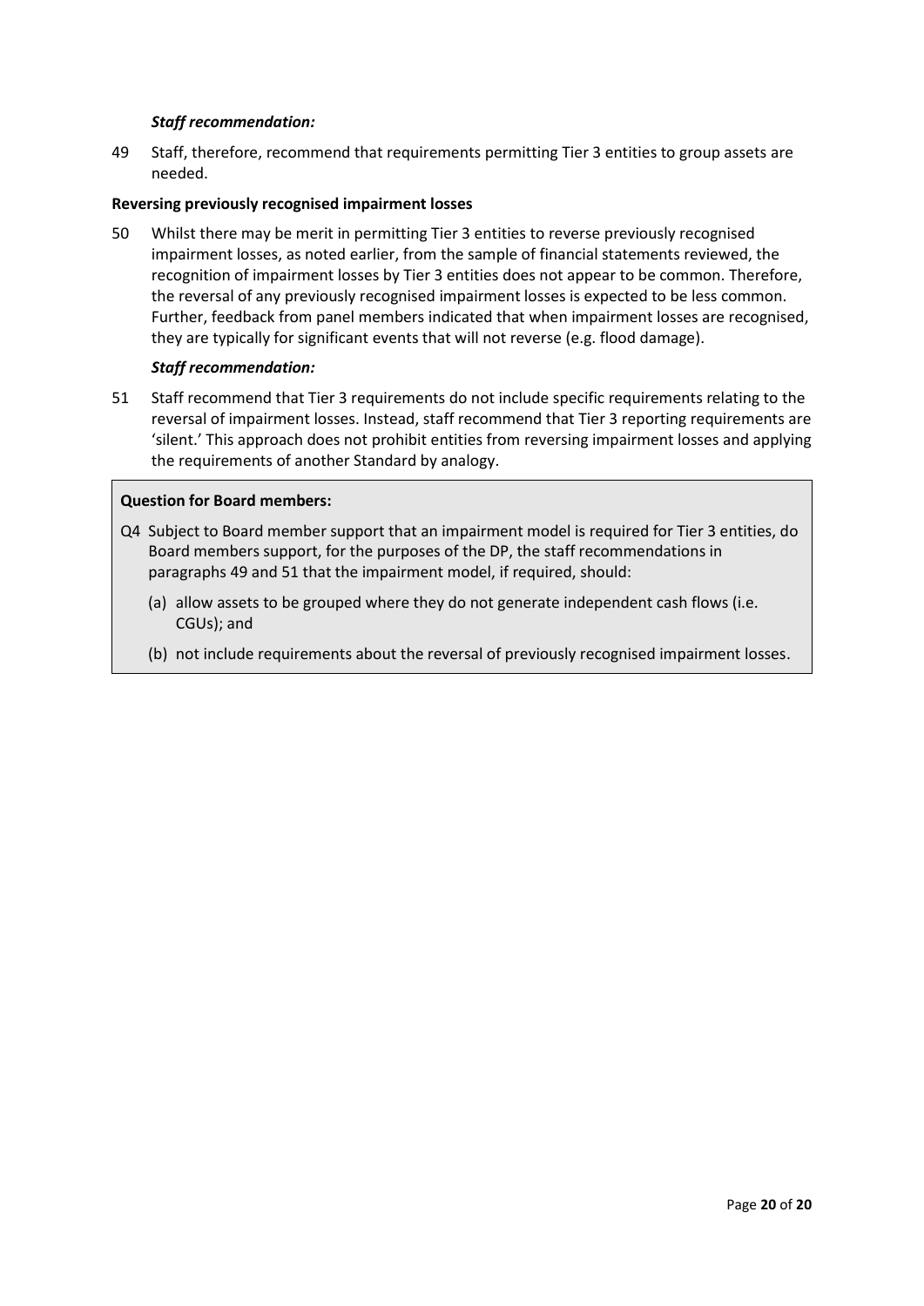***Staff recommendation:***

49 Staff, therefore, recommend that requirements permitting Tier 3 entities to group assets are needed.

**Reversing previously recognised impairment losses**

50 Whilst there may be merit in permitting Tier 3 entities to reverse previously recognised impairment losses, as noted earlier, from the sample of financial statements reviewed, the recognition of impairment losses by Tier 3 entities does not appear to be common. Therefore, the reversal of any previously recognised impairment losses is expected to be less common. Further, feedback from panel members indicated that when impairment losses are recognised, they are typically for significant events that will not reverse (e.g. flood damage).

***Staff recommendation:***

51 Staff recommend that Tier 3 requirements do not include specific requirements relating to the reversal of impairment losses. Instead, staff recommend that Tier 3 reporting requirements are 'silent.' This approach does not prohibit entities from reversing impairment losses and applying the requirements of another Standard by analogy.

**Question for Board members:**

Q4 Subject to Board member support that an impairment model is required for Tier 3 entities, do Board members support, for the purposes of the DP, the staff recommendations in paragraphs 49 and 51 that the impairment model, if required, should:

(a) allow assets to be grouped where they do not generate independent cash flows (i.e. CGUs); and

(b) not include requirements about the reversal of previously recognised impairment losses.